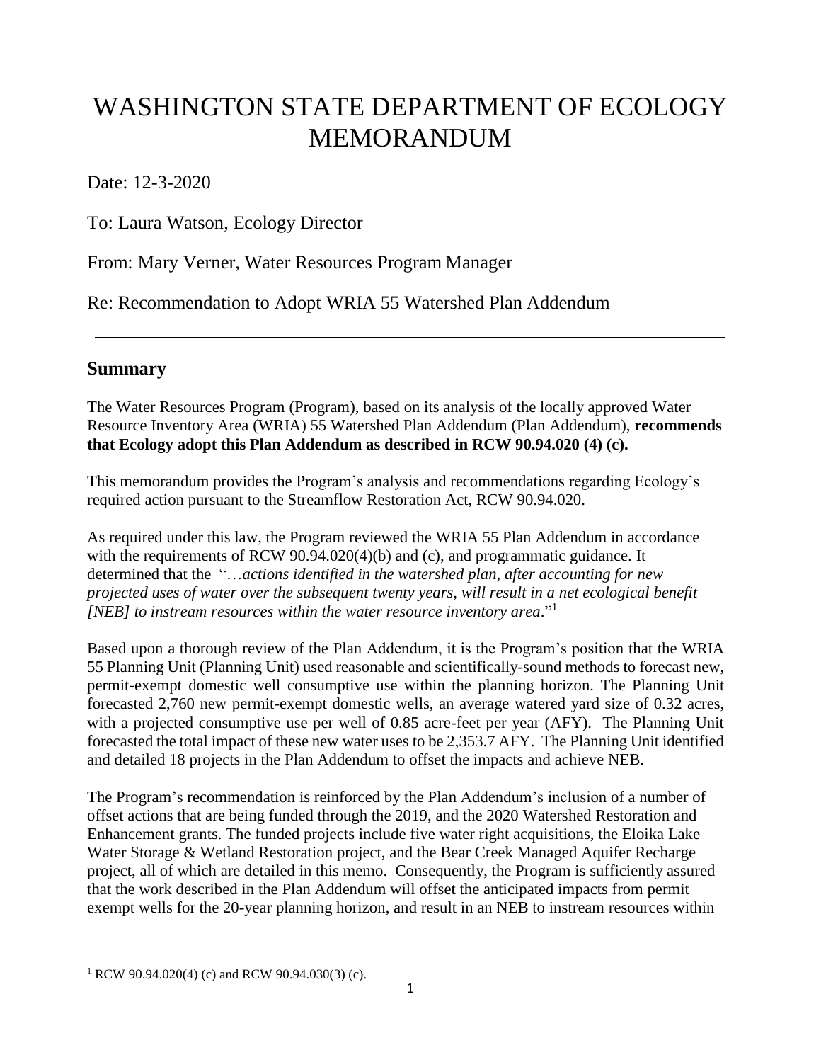# WASHINGTON STATE DEPARTMENT OF ECOLOGY MEMORANDUM

Date: 12-3-2020

To: Laura Watson, Ecology Director

From: Mary Verner, Water Resources Program Manager

Re: Recommendation to Adopt WRIA 55 Watershed Plan Addendum

---

## Summary

The Water Resources Program (Program), based on its analysis of the locally approved Water Resource Inventory Area (WRIA) 55 Watershed Plan Addendum (Plan Addendum), **recommends that Ecology adopt this Plan Addendum as described in RCW 90.94.020 (4) (c).**

This memorandum provides the Program's analysis and recommendations regarding Ecology's required action pursuant to the Streamflow Restoration Act, RCW 90.94.020.

As required under this law, the Program reviewed the WRIA 55 Plan Addendum in accordance with the requirements of RCW 90.94.020(4)(b) and (c), and programmatic guidance. It determined that the "*…actions identified in the watershed plan, after accounting for new projected uses of water over the subsequent twenty years, will result in a net ecological benefit [NEB] to instream resources within the water resource inventory area*."[1]

Based upon a thorough review of the Plan Addendum, it is the Program's position that the WRIA 55 Planning Unit (Planning Unit) used reasonable and scientifically-sound methods to forecast new, permit-exempt domestic well consumptive use within the planning horizon. The Planning Unit forecasted 2,760 new permit-exempt domestic wells, an average watered yard size of 0.32 acres, with a projected consumptive use per well of 0.85 acre-feet per year (AFY). The Planning Unit forecasted the total impact of these new water uses to be 2,353.7 AFY. The Planning Unit identified and detailed 18 projects in the Plan Addendum to offset the impacts and achieve NEB.

The Program's recommendation is reinforced by the Plan Addendum's inclusion of a number of offset actions that are being funded through the 2019, and the 2020 Watershed Restoration and Enhancement grants. The funded projects include five water right acquisitions, the Eloika Lake Water Storage & Wetland Restoration project, and the Bear Creek Managed Aquifer Recharge project, all of which are detailed in this memo. Consequently, the Program is sufficiently assured that the work described in the Plan Addendum will offset the anticipated impacts from permit exempt wells for the 20-year planning horizon, and result in an NEB to instream resources within

---

[1] RCW 90.94.020(4) (c) and RCW 90.94.030(3) (c).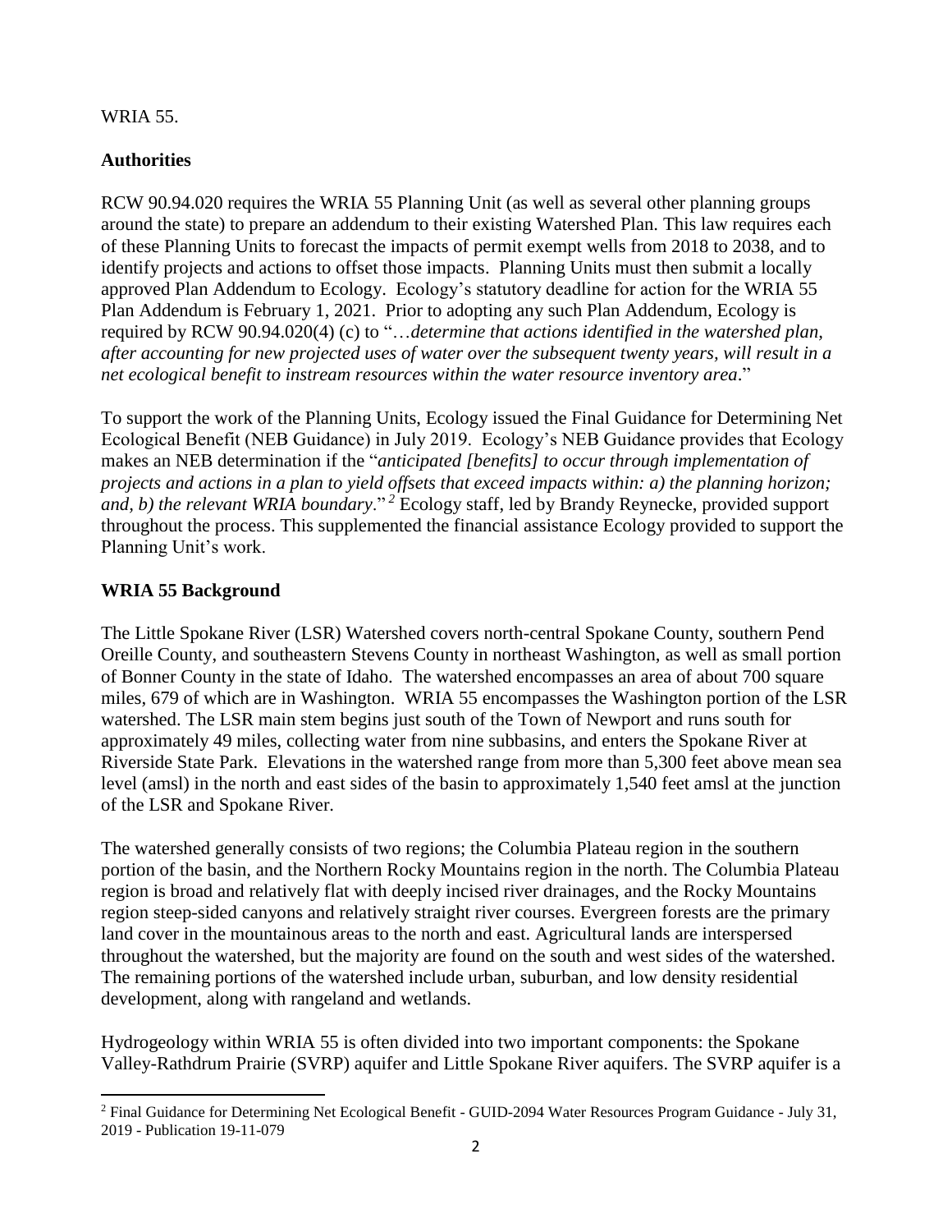WRIA 55.

**Authorities**

RCW 90.94.020 requires the WRIA 55 Planning Unit (as well as several other planning groups around the state) to prepare an addendum to their existing Watershed Plan. This law requires each of these Planning Units to forecast the impacts of permit exempt wells from 2018 to 2038, and to identify projects and actions to offset those impacts. Planning Units must then submit a locally approved Plan Addendum to Ecology. Ecology's statutory deadline for action for the WRIA 55 Plan Addendum is February 1, 2021. Prior to adopting any such Plan Addendum, Ecology is required by RCW 90.94.020(4) (c) to "…*determine that actions identified in the watershed plan, after accounting for new projected uses of water over the subsequent twenty years, will result in a net ecological benefit to instream resources within the water resource inventory area*."

To support the work of the Planning Units, Ecology issued the Final Guidance for Determining Net Ecological Benefit (NEB Guidance) in July 2019. Ecology's NEB Guidance provides that Ecology makes an NEB determination if the "*anticipated [benefits] to occur through implementation of projects and actions in a plan to yield offsets that exceed impacts within: a) the planning horizon; and, b) the relevant WRIA boundary*."[2] Ecology staff, led by Brandy Reynecke, provided support throughout the process. This supplemented the financial assistance Ecology provided to support the Planning Unit's work.

**WRIA 55 Background**

The Little Spokane River (LSR) Watershed covers north-central Spokane County, southern Pend Oreille County, and southeastern Stevens County in northeast Washington, as well as small portion of Bonner County in the state of Idaho. The watershed encompasses an area of about 700 square miles, 679 of which are in Washington. WRIA 55 encompasses the Washington portion of the LSR watershed. The LSR main stem begins just south of the Town of Newport and runs south for approximately 49 miles, collecting water from nine subbasins, and enters the Spokane River at Riverside State Park. Elevations in the watershed range from more than 5,300 feet above mean sea level (amsl) in the north and east sides of the basin to approximately 1,540 feet amsl at the junction of the LSR and Spokane River.

The watershed generally consists of two regions; the Columbia Plateau region in the southern portion of the basin, and the Northern Rocky Mountains region in the north. The Columbia Plateau region is broad and relatively flat with deeply incised river drainages, and the Rocky Mountains region steep-sided canyons and relatively straight river courses. Evergreen forests are the primary land cover in the mountainous areas to the north and east. Agricultural lands are interspersed throughout the watershed, but the majority are found on the south and west sides of the watershed. The remaining portions of the watershed include urban, suburban, and low density residential development, along with rangeland and wetlands.

Hydrogeology within WRIA 55 is often divided into two important components: the Spokane Valley-Rathdrum Prairie (SVRP) aquifer and Little Spokane River aquifers. The SVRP aquifer is a

[2] Final Guidance for Determining Net Ecological Benefit - GUID-2094 Water Resources Program Guidance - July 31, 2019 - Publication 19-11-079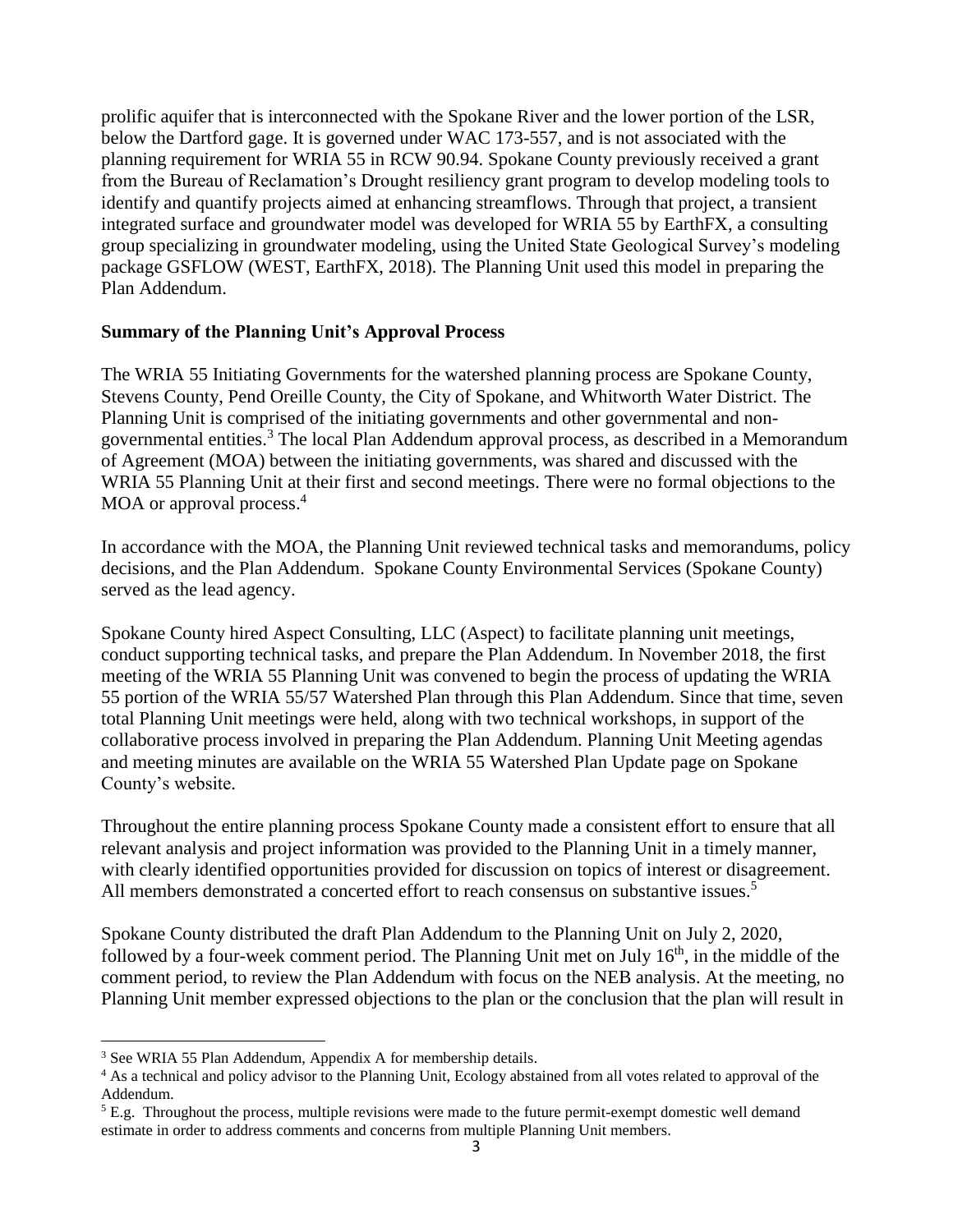prolific aquifer that is interconnected with the Spokane River and the lower portion of the LSR, below the Dartford gage. It is governed under WAC 173-557, and is not associated with the planning requirement for WRIA 55 in RCW 90.94. Spokane County previously received a grant from the Bureau of Reclamation's Drought resiliency grant program to develop modeling tools to identify and quantify projects aimed at enhancing streamflows. Through that project, a transient integrated surface and groundwater model was developed for WRIA 55 by EarthFX, a consulting group specializing in groundwater modeling, using the United State Geological Survey's modeling package GSFLOW (WEST, EarthFX, 2018). The Planning Unit used this model in preparing the Plan Addendum.

**Summary of the Planning Unit's Approval Process**

The WRIA 55 Initiating Governments for the watershed planning process are Spokane County, Stevens County, Pend Oreille County, the City of Spokane, and Whitworth Water District. The Planning Unit is comprised of the initiating governments and other governmental and non-governmental entities.[3] The local Plan Addendum approval process, as described in a Memorandum of Agreement (MOA) between the initiating governments, was shared and discussed with the WRIA 55 Planning Unit at their first and second meetings. There were no formal objections to the MOA or approval process.[4]

In accordance with the MOA, the Planning Unit reviewed technical tasks and memorandums, policy decisions, and the Plan Addendum. Spokane County Environmental Services (Spokane County) served as the lead agency.

Spokane County hired Aspect Consulting, LLC (Aspect) to facilitate planning unit meetings, conduct supporting technical tasks, and prepare the Plan Addendum. In November 2018, the first meeting of the WRIA 55 Planning Unit was convened to begin the process of updating the WRIA 55 portion of the WRIA 55/57 Watershed Plan through this Plan Addendum. Since that time, seven total Planning Unit meetings were held, along with two technical workshops, in support of the collaborative process involved in preparing the Plan Addendum. Planning Unit Meeting agendas and meeting minutes are available on the WRIA 55 Watershed Plan Update page on Spokane County's website.

Throughout the entire planning process Spokane County made a consistent effort to ensure that all relevant analysis and project information was provided to the Planning Unit in a timely manner, with clearly identified opportunities provided for discussion on topics of interest or disagreement. All members demonstrated a concerted effort to reach consensus on substantive issues.[5]

Spokane County distributed the draft Plan Addendum to the Planning Unit on July 2, 2020, followed by a four-week comment period. The Planning Unit met on July 16th, in the middle of the comment period, to review the Plan Addendum with focus on the NEB analysis. At the meeting, no Planning Unit member expressed objections to the plan or the conclusion that the plan will result in

---

[3] See WRIA 55 Plan Addendum, Appendix A for membership details.

[4] As a technical and policy advisor to the Planning Unit, Ecology abstained from all votes related to approval of the Addendum.

[5] E.g. Throughout the process, multiple revisions were made to the future permit-exempt domestic well demand estimate in order to address comments and concerns from multiple Planning Unit members.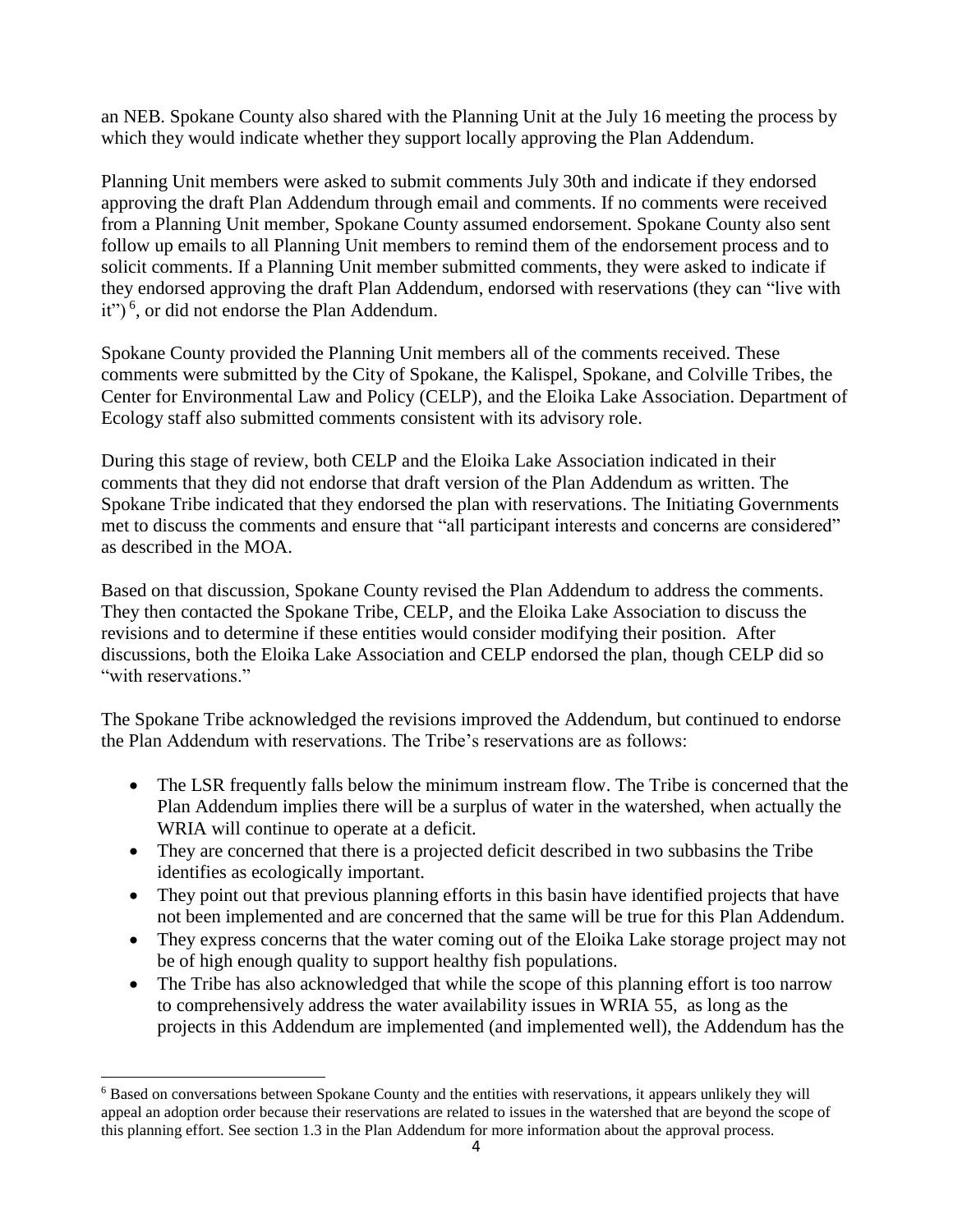an NEB. Spokane County also shared with the Planning Unit at the July 16 meeting the process by which they would indicate whether they support locally approving the Plan Addendum.

Planning Unit members were asked to submit comments July 30th and indicate if they endorsed approving the draft Plan Addendum through email and comments. If no comments were received from a Planning Unit member, Spokane County assumed endorsement. Spokane County also sent follow up emails to all Planning Unit members to remind them of the endorsement process and to solicit comments. If a Planning Unit member submitted comments, they were asked to indicate if they endorsed approving the draft Plan Addendum, endorsed with reservations (they can "live with it")[6], or did not endorse the Plan Addendum.

Spokane County provided the Planning Unit members all of the comments received. These comments were submitted by the City of Spokane, the Kalispel, Spokane, and Colville Tribes, the Center for Environmental Law and Policy (CELP), and the Eloika Lake Association. Department of Ecology staff also submitted comments consistent with its advisory role.

During this stage of review, both CELP and the Eloika Lake Association indicated in their comments that they did not endorse that draft version of the Plan Addendum as written. The Spokane Tribe indicated that they endorsed the plan with reservations. The Initiating Governments met to discuss the comments and ensure that "all participant interests and concerns are considered" as described in the MOA.

Based on that discussion, Spokane County revised the Plan Addendum to address the comments. They then contacted the Spokane Tribe, CELP, and the Eloika Lake Association to discuss the revisions and to determine if these entities would consider modifying their position. After discussions, both the Eloika Lake Association and CELP endorsed the plan, though CELP did so "with reservations."

The Spokane Tribe acknowledged the revisions improved the Addendum, but continued to endorse the Plan Addendum with reservations. The Tribe's reservations are as follows:

- The LSR frequently falls below the minimum instream flow. The Tribe is concerned that the Plan Addendum implies there will be a surplus of water in the watershed, when actually the WRIA will continue to operate at a deficit.
- They are concerned that there is a projected deficit described in two subbasins the Tribe identifies as ecologically important.
- They point out that previous planning efforts in this basin have identified projects that have not been implemented and are concerned that the same will be true for this Plan Addendum.
- They express concerns that the water coming out of the Eloika Lake storage project may not be of high enough quality to support healthy fish populations.
- The Tribe has also acknowledged that while the scope of this planning effort is too narrow to comprehensively address the water availability issues in WRIA 55, as long as the projects in this Addendum are implemented (and implemented well), the Addendum has the

[6] Based on conversations between Spokane County and the entities with reservations, it appears unlikely they will appeal an adoption order because their reservations are related to issues in the watershed that are beyond the scope of this planning effort. See section 1.3 in the Plan Addendum for more information about the approval process.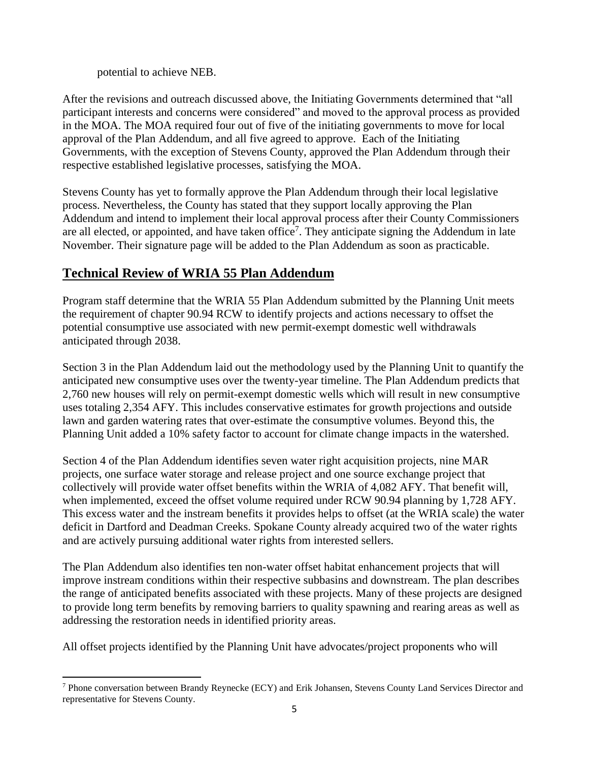potential to achieve NEB.

After the revisions and outreach discussed above, the Initiating Governments determined that "all participant interests and concerns were considered" and moved to the approval process as provided in the MOA. The MOA required four out of five of the initiating governments to move for local approval of the Plan Addendum, and all five agreed to approve. Each of the Initiating Governments, with the exception of Stevens County, approved the Plan Addendum through their respective established legislative processes, satisfying the MOA.

Stevens County has yet to formally approve the Plan Addendum through their local legislative process. Nevertheless, the County has stated that they support locally approving the Plan Addendum and intend to implement their local approval process after their County Commissioners are all elected, or appointed, and have taken office[7]. They anticipate signing the Addendum in late November. Their signature page will be added to the Plan Addendum as soon as practicable.

## Technical Review of WRIA 55 Plan Addendum

Program staff determine that the WRIA 55 Plan Addendum submitted by the Planning Unit meets the requirement of chapter 90.94 RCW to identify projects and actions necessary to offset the potential consumptive use associated with new permit-exempt domestic well withdrawals anticipated through 2038.

Section 3 in the Plan Addendum laid out the methodology used by the Planning Unit to quantify the anticipated new consumptive uses over the twenty-year timeline. The Plan Addendum predicts that 2,760 new houses will rely on permit-exempt domestic wells which will result in new consumptive uses totaling 2,354 AFY. This includes conservative estimates for growth projections and outside lawn and garden watering rates that over-estimate the consumptive volumes. Beyond this, the Planning Unit added a 10% safety factor to account for climate change impacts in the watershed.

Section 4 of the Plan Addendum identifies seven water right acquisition projects, nine MAR projects, one surface water storage and release project and one source exchange project that collectively will provide water offset benefits within the WRIA of 4,082 AFY. That benefit will, when implemented, exceed the offset volume required under RCW 90.94 planning by 1,728 AFY. This excess water and the instream benefits it provides helps to offset (at the WRIA scale) the water deficit in Dartford and Deadman Creeks. Spokane County already acquired two of the water rights and are actively pursuing additional water rights from interested sellers.

The Plan Addendum also identifies ten non-water offset habitat enhancement projects that will improve instream conditions within their respective subbasins and downstream. The plan describes the range of anticipated benefits associated with these projects. Many of these projects are designed to provide long term benefits by removing barriers to quality spawning and rearing areas as well as addressing the restoration needs in identified priority areas.

All offset projects identified by the Planning Unit have advocates/project proponents who will

[7] Phone conversation between Brandy Reynecke (ECY) and Erik Johansen, Stevens County Land Services Director and representative for Stevens County.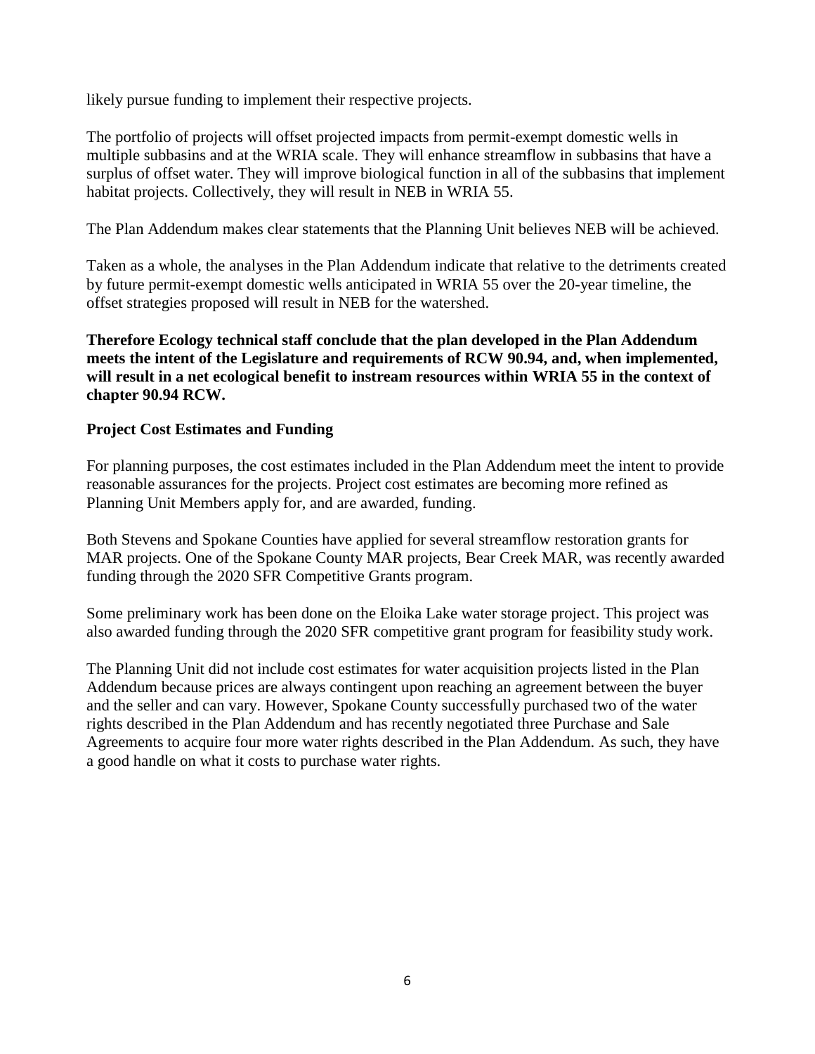likely pursue funding to implement their respective projects.

The portfolio of projects will offset projected impacts from permit-exempt domestic wells in multiple subbasins and at the WRIA scale. They will enhance streamflow in subbasins that have a surplus of offset water. They will improve biological function in all of the subbasins that implement habitat projects. Collectively, they will result in NEB in WRIA 55.

The Plan Addendum makes clear statements that the Planning Unit believes NEB will be achieved.

Taken as a whole, the analyses in the Plan Addendum indicate that relative to the detriments created by future permit-exempt domestic wells anticipated in WRIA 55 over the 20-year timeline, the offset strategies proposed will result in NEB for the watershed.

**Therefore Ecology technical staff conclude that the plan developed in the Plan Addendum meets the intent of the Legislature and requirements of RCW 90.94, and, when implemented, will result in a net ecological benefit to instream resources within WRIA 55 in the context of chapter 90.94 RCW.**

**Project Cost Estimates and Funding**

For planning purposes, the cost estimates included in the Plan Addendum meet the intent to provide reasonable assurances for the projects. Project cost estimates are becoming more refined as Planning Unit Members apply for, and are awarded, funding.

Both Stevens and Spokane Counties have applied for several streamflow restoration grants for MAR projects. One of the Spokane County MAR projects, Bear Creek MAR, was recently awarded funding through the 2020 SFR Competitive Grants program.

Some preliminary work has been done on the Eloika Lake water storage project. This project was also awarded funding through the 2020 SFR competitive grant program for feasibility study work.

The Planning Unit did not include cost estimates for water acquisition projects listed in the Plan Addendum because prices are always contingent upon reaching an agreement between the buyer and the seller and can vary. However, Spokane County successfully purchased two of the water rights described in the Plan Addendum and has recently negotiated three Purchase and Sale Agreements to acquire four more water rights described in the Plan Addendum. As such, they have a good handle on what it costs to purchase water rights.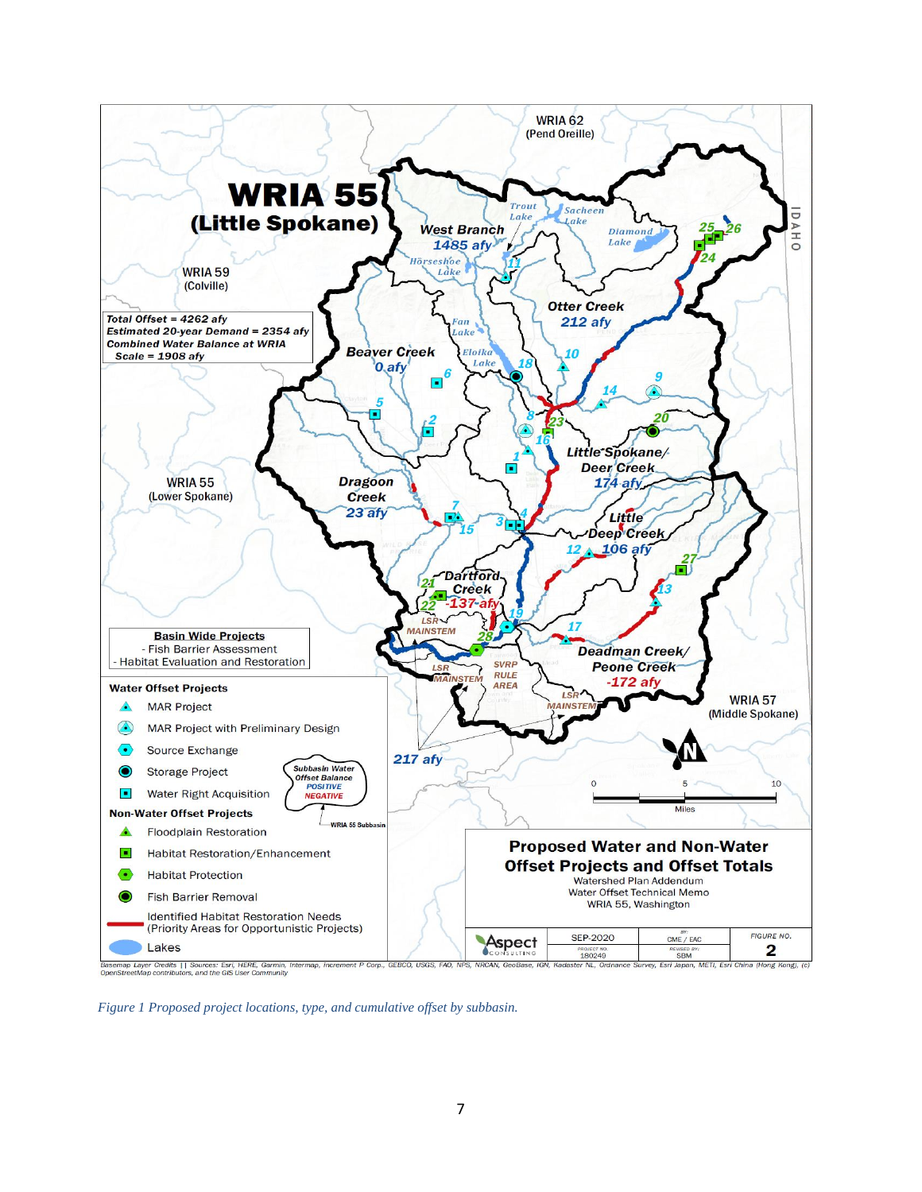**WRIA 55 (Little Spokane)**

Total Offset = 4262 afy
Estimated 20-year Demand = 2354 afy
Combined Water Balance at WRIA Scale = 1908 afy

| Subbasin | Water Balance |
|---|---|
| West Branch | 1485 afy |
| Otter Creek | 212 afy |
| Beaver Creek | 0 afy |
| Little Spokane/Deer Creek | 174 afy |
| Dragoon Creek | 23 afy |
| Little Deep Creek | 106 afy |
| Dartford Creek | -137 afy |
| Deadman Creek/Peone Creek | -172 afy |
| LSR Mainstem | 217 afy |

**Basin Wide Projects**
- Fish Barrier Assessment
- Habitat Evaluation and Restoration

**Water Offset Projects**
- MAR Project
- MAR Project with Preliminary Design
- Source Exchange
- Storage Project
- Water Right Acquisition

**Non-Water Offset Projects**
- Floodplain Restoration
- Habitat Restoration/Enhancement
- Habitat Protection
- Fish Barrier Removal
- Identified Habitat Restoration Needs (Priority Areas for Opportunistic Projects)
- Lakes

Subbasin Water Offset Balance: POSITIVE / NEGATIVE — WRIA 55 Subbasin

**Proposed Water and Non-Water Offset Projects and Offset Totals**
Watershed Plan Addendum
Water Offset Technical Memo
WRIA 55, Washington

Aspect Consulting | SEP-2020 | Project No. 180249 | By: CME / EAC | Revised By: SBM | Figure No. 2

Basemap Layer Credits || Sources: Esri, HERE, Garmin, Intermap, increment P Corp., GEBCO, USGS, FAO, NPS, NRCAN, GeoBase, IGN, Kadaster NL, Ordnance Survey, Esri Japan, METI, Esri China (Hong Kong), (c) OpenStreetMap contributors, and the GIS User Community

*Figure 1 Proposed project locations, type, and cumulative offset by subbasin.*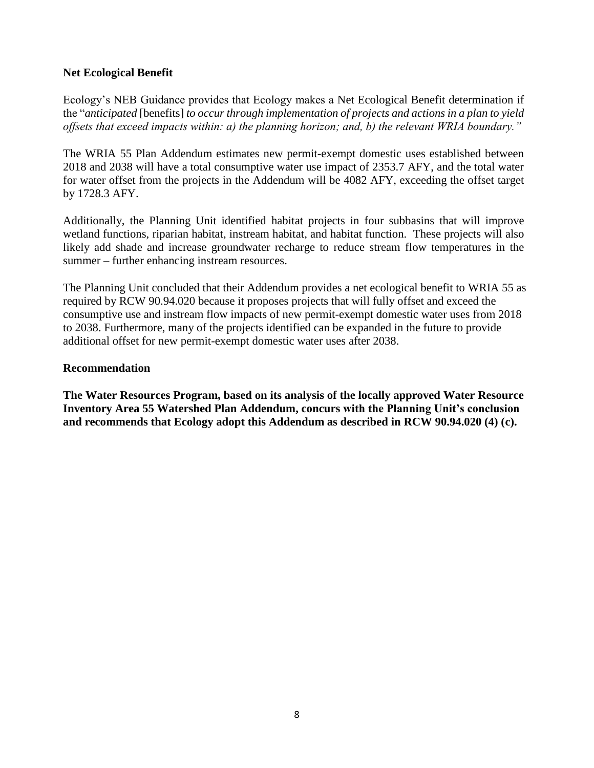**Net Ecological Benefit**

Ecology's NEB Guidance provides that Ecology makes a Net Ecological Benefit determination if the "*anticipated* [benefits] *to occur through implementation of projects and actions in a plan to yield offsets that exceed impacts within: a) the planning horizon; and, b) the relevant WRIA boundary."*

The WRIA 55 Plan Addendum estimates new permit-exempt domestic uses established between 2018 and 2038 will have a total consumptive water use impact of 2353.7 AFY, and the total water for water offset from the projects in the Addendum will be 4082 AFY, exceeding the offset target by 1728.3 AFY.

Additionally, the Planning Unit identified habitat projects in four subbasins that will improve wetland functions, riparian habitat, instream habitat, and habitat function. These projects will also likely add shade and increase groundwater recharge to reduce stream flow temperatures in the summer – further enhancing instream resources.

The Planning Unit concluded that their Addendum provides a net ecological benefit to WRIA 55 as required by RCW 90.94.020 because it proposes projects that will fully offset and exceed the consumptive use and instream flow impacts of new permit-exempt domestic water uses from 2018 to 2038. Furthermore, many of the projects identified can be expanded in the future to provide additional offset for new permit-exempt domestic water uses after 2038.

**Recommendation**

**The Water Resources Program, based on its analysis of the locally approved Water Resource Inventory Area 55 Watershed Plan Addendum, concurs with the Planning Unit's conclusion and recommends that Ecology adopt this Addendum as described in RCW 90.94.020 (4) (c).**